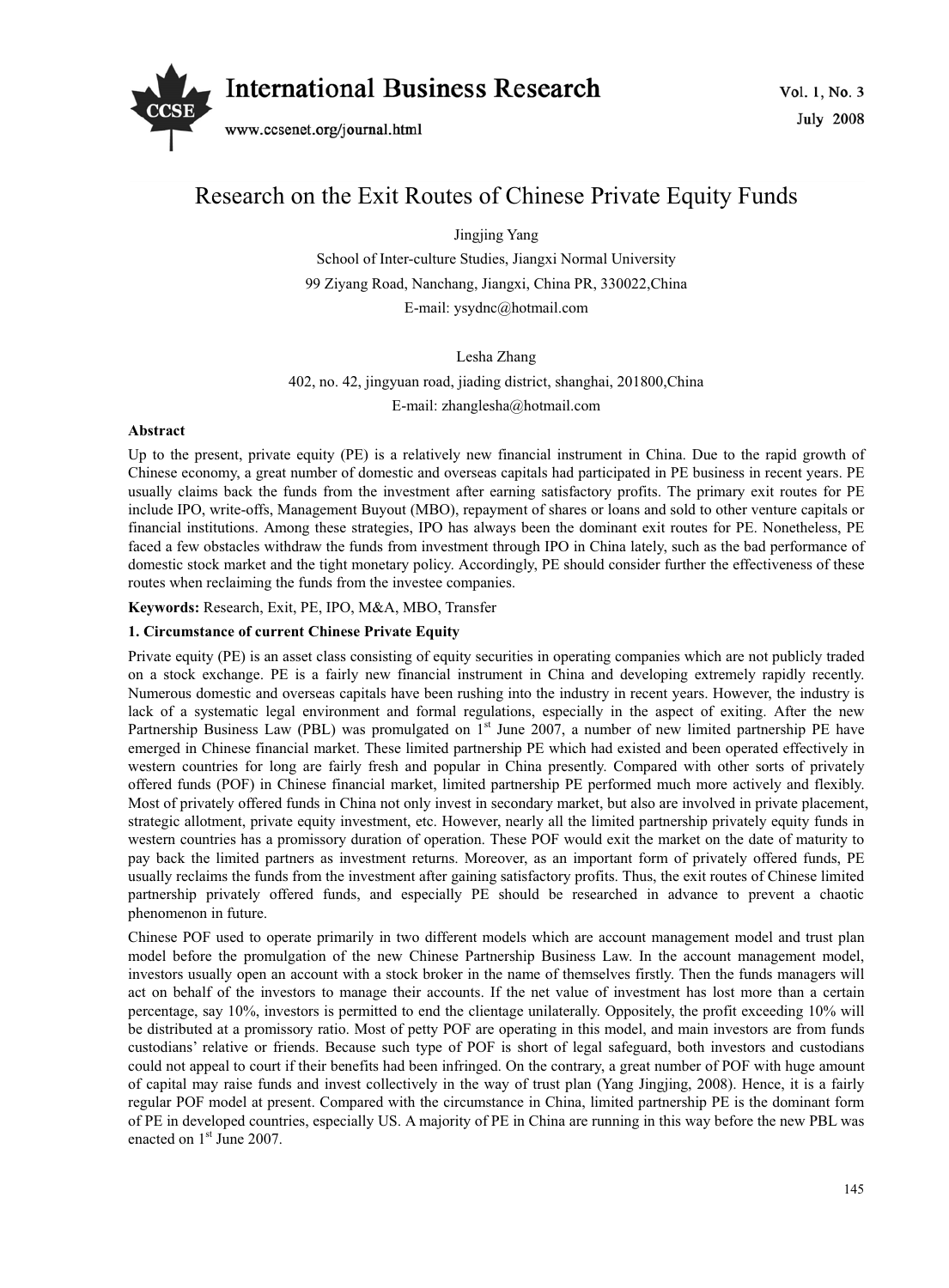# Research on the Exit Routes of Chinese Private Equity Funds

Jingjing Yang

School of Inter-culture Studies, Jiangxi Normal University

99 Ziyang Road, Nanchang, Jiangxi, China PR, 330022,China

E-mail: ysydnc@hotmail.com

Lesha Zhang

402, no. 42, jingyuan road, jiading district, shanghai, 201800,China

E-mail: zhanglesha@hotmail.com

**Abstract**

Up to the present, private equity (PE) is a relatively new financial instrument in China. Due to the rapid growth of Chinese economy, a great number of domestic and overseas capitals had participated in PE business in recent years. PE usually claims back the funds from the investment after earning satisfactory profits. The primary exit routes for PE include IPO, write-offs, Management Buyout (MBO), repayment of shares or loans and sold to other venture capitals or financial institutions. Among these strategies, IPO has always been the dominant exit routes for PE. Nonetheless, PE faced a few obstacles withdraw the funds from investment through IPO in China lately, such as the bad performance of domestic stock market and the tight monetary policy. Accordingly, PE should consider further the effectiveness of these routes when reclaiming the funds from the investee companies.

**Keywords:** Research, Exit, PE, IPO, M&A, MBO, Transfer

## 1. Circumstance of current Chinese Private Equity

Private equity (PE) is an asset class consisting of equity securities in operating companies which are not publicly traded on a stock exchange. PE is a fairly new financial instrument in China and developing extremely rapidly recently. Numerous domestic and overseas capitals have been rushing into the industry in recent years. However, the industry is lack of a systematic legal environment and formal regulations, especially in the aspect of exiting. After the new Partnership Business Law (PBL) was promulgated on 1st June 2007, a number of new limited partnership PE have emerged in Chinese financial market. These limited partnership PE which had existed and been operated effectively in western countries for long are fairly fresh and popular in China presently. Compared with other sorts of privately offered funds (POF) in Chinese financial market, limited partnership PE performed much more actively and flexibly. Most of privately offered funds in China not only invest in secondary market, but also are involved in private placement, strategic allotment, private equity investment, etc. However, nearly all the limited partnership privately equity funds in western countries has a promissory duration of operation. These POF would exit the market on the date of maturity to pay back the limited partners as investment returns. Moreover, as an important form of privately offered funds, PE usually reclaims the funds from the investment after gaining satisfactory profits. Thus, the exit routes of Chinese limited partnership privately offered funds, and especially PE should be researched in advance to prevent a chaotic phenomenon in future.

Chinese POF used to operate primarily in two different models which are account management model and trust plan model before the promulgation of the new Chinese Partnership Business Law. In the account management model, investors usually open an account with a stock broker in the name of themselves firstly. Then the funds managers will act on behalf of the investors to manage their accounts. If the net value of investment has lost more than a certain percentage, say 10%, investors is permitted to end the clientage unilaterally. Oppositely, the profit exceeding 10% will be distributed at a promissory ratio. Most of petty POF are operating in this model, and main investors are from funds custodians' relative or friends. Because such type of POF is short of legal safeguard, both investors and custodians could not appeal to court if their benefits had been infringed. On the contrary, a great number of POF with huge amount of capital may raise funds and invest collectively in the way of trust plan (Yang Jingjing, 2008). Hence, it is a fairly regular POF model at present. Compared with the circumstance in China, limited partnership PE is the dominant form of PE in developed countries, especially US. A majority of PE in China are running in this way before the new PBL was enacted on 1st June 2007.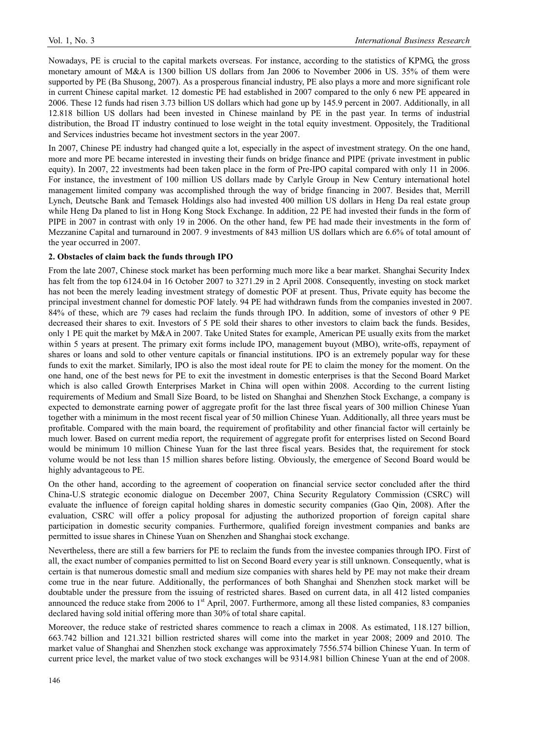Nowadays, PE is crucial to the capital markets overseas. For instance, according to the statistics of KPMG, the gross monetary amount of M&A is 1300 billion US dollars from Jan 2006 to November 2006 in US. 35% of them were supported by PE (Ba Shusong, 2007). As a prosperous financial industry, PE also plays a more and more significant role in current Chinese capital market. 12 domestic PE had established in 2007 compared to the only 6 new PE appeared in 2006. These 12 funds had risen 3.73 billion US dollars which had gone up by 145.9 percent in 2007. Additionally, in all 12.818 billion US dollars had been invested in Chinese mainland by PE in the past year. In terms of industrial distribution, the Broad IT industry continued to lose weight in the total equity investment. Oppositely, the Traditional and Services industries became hot investment sectors in the year 2007.

In 2007, Chinese PE industry had changed quite a lot, especially in the aspect of investment strategy. On the one hand, more and more PE became interested in investing their funds on bridge finance and PIPE (private investment in public equity). In 2007, 22 investments had been taken place in the form of Pre-IPO capital compared with only 11 in 2006. For instance, the investment of 100 million US dollars made by Carlyle Group in New Century international hotel management limited company was accomplished through the way of bridge financing in 2007. Besides that, Merrill Lynch, Deutsche Bank and Temasek Holdings also had invested 400 million US dollars in Heng Da real estate group while Heng Da planed to list in Hong Kong Stock Exchange. In addition, 22 PE had invested their funds in the form of PIPE in 2007 in contrast with only 19 in 2006. On the other hand, few PE had made their investments in the form of Mezzanine Capital and turnaround in 2007. 9 investments of 843 million US dollars which are 6.6% of total amount of the year occurred in 2007.

**2. Obstacles of claim back the funds through IPO**

From the late 2007, Chinese stock market has been performing much more like a bear market. Shanghai Security Index has felt from the top 6124.04 in 16 October 2007 to 3271.29 in 2 April 2008. Consequently, investing on stock market has not been the merely leading investment strategy of domestic POF at present. Thus, Private equity has become the principal investment channel for domestic POF lately. 94 PE had withdrawn funds from the companies invested in 2007. 84% of these, which are 79 cases had reclaim the funds through IPO. In addition, some of investors of other 9 PE decreased their shares to exit. Investors of 5 PE sold their shares to other investors to claim back the funds. Besides, only 1 PE quit the market by M&A in 2007. Take United States for example, American PE usually exits from the market within 5 years at present. The primary exit forms include IPO, management buyout (MBO), write-offs, repayment of shares or loans and sold to other venture capitals or financial institutions. IPO is an extremely popular way for these funds to exit the market. Similarly, IPO is also the most ideal route for PE to claim the money for the moment. On the one hand, one of the best news for PE to exit the investment in domestic enterprises is that the Second Board Market which is also called Growth Enterprises Market in China will open within 2008. According to the current listing requirements of Medium and Small Size Board, to be listed on Shanghai and Shenzhen Stock Exchange, a company is expected to demonstrate earning power of aggregate profit for the last three fiscal years of 300 million Chinese Yuan together with a minimum in the most recent fiscal year of 50 million Chinese Yuan. Additionally, all three years must be profitable. Compared with the main board, the requirement of profitability and other financial factor will certainly be much lower. Based on current media report, the requirement of aggregate profit for enterprises listed on Second Board would be minimum 10 million Chinese Yuan for the last three fiscal years. Besides that, the requirement for stock volume would be not less than 15 million shares before listing. Obviously, the emergence of Second Board would be highly advantageous to PE.

On the other hand, according to the agreement of cooperation on financial service sector concluded after the third China-U.S strategic economic dialogue on December 2007, China Security Regulatory Commission (CSRC) will evaluate the influence of foreign capital holding shares in domestic security companies (Gao Qin, 2008). After the evaluation, CSRC will offer a policy proposal for adjusting the authorized proportion of foreign capital share participation in domestic security companies. Furthermore, qualified foreign investment companies and banks are permitted to issue shares in Chinese Yuan on Shenzhen and Shanghai stock exchange.

Nevertheless, there are still a few barriers for PE to reclaim the funds from the investee companies through IPO. First of all, the exact number of companies permitted to list on Second Board every year is still unknown. Consequently, what is certain is that numerous domestic small and medium size companies with shares held by PE may not make their dream come true in the near future. Additionally, the performances of both Shanghai and Shenzhen stock market will be doubtable under the pressure from the issuing of restricted shares. Based on current data, in all 412 listed companies announced the reduce stake from 2006 to 1st April, 2007. Furthermore, among all these listed companies, 83 companies declared having sold initial offering more than 30% of total share capital.

Moreover, the reduce stake of restricted shares commence to reach a climax in 2008. As estimated, 118.127 billion, 663.742 billion and 121.321 billion restricted shares will come into the market in year 2008; 2009 and 2010. The market value of Shanghai and Shenzhen stock exchange was approximately 7556.574 billion Chinese Yuan. In term of current price level, the market value of two stock exchanges will be 9314.981 billion Chinese Yuan at the end of 2008.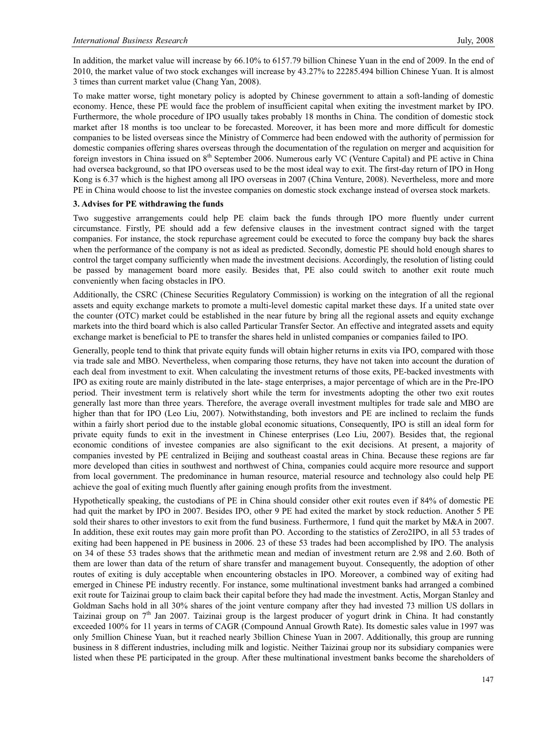In addition, the market value will increase by 66.10% to 6157.79 billion Chinese Yuan in the end of 2009. In the end of 2010, the market value of two stock exchanges will increase by 43.27% to 22285.494 billion Chinese Yuan. It is almost 3 times than current market value (Chang Yan, 2008).

To make matter worse, tight monetary policy is adopted by Chinese government to attain a soft-landing of domestic economy. Hence, these PE would face the problem of insufficient capital when exiting the investment market by IPO. Furthermore, the whole procedure of IPO usually takes probably 18 months in China. The condition of domestic stock market after 18 months is too unclear to be forecasted. Moreover, it has been more and more difficult for domestic companies to be listed overseas since the Ministry of Commerce had been endowed with the authority of permission for domestic companies offering shares overseas through the documentation of the regulation on merger and acquisition for foreign investors in China issued on 8th September 2006. Numerous early VC (Venture Capital) and PE active in China had oversea background, so that IPO overseas used to be the most ideal way to exit. The first-day return of IPO in Hong Kong is 6.37 which is the highest among all IPO overseas in 2007 (China Venture, 2008). Nevertheless, more and more PE in China would choose to list the investee companies on domestic stock exchange instead of oversea stock markets.

## 3. Advises for PE withdrawing the funds

Two suggestive arrangements could help PE claim back the funds through IPO more fluently under current circumstance. Firstly, PE should add a few defensive clauses in the investment contract signed with the target companies. For instance, the stock repurchase agreement could be executed to force the company buy back the shares when the performance of the company is not as ideal as predicted. Secondly, domestic PE should hold enough shares to control the target company sufficiently when made the investment decisions. Accordingly, the resolution of listing could be passed by management board more easily. Besides that, PE also could switch to another exit route much conveniently when facing obstacles in IPO.

Additionally, the CSRC (Chinese Securities Regulatory Commission) is working on the integration of all the regional assets and equity exchange markets to promote a multi-level domestic capital market these days. If a united state over the counter (OTC) market could be established in the near future by bring all the regional assets and equity exchange markets into the third board which is also called Particular Transfer Sector. An effective and integrated assets and equity exchange market is beneficial to PE to transfer the shares held in unlisted companies or companies failed to IPO.

Generally, people tend to think that private equity funds will obtain higher returns in exits via IPO, compared with those via trade sale and MBO. Nevertheless, when comparing those returns, they have not taken into account the duration of each deal from investment to exit. When calculating the investment returns of those exits, PE-backed investments with IPO as exiting route are mainly distributed in the late- stage enterprises, a major percentage of which are in the Pre-IPO period. Their investment term is relatively short while the term for investments adopting the other two exit routes generally last more than three years. Therefore, the average overall investment multiples for trade sale and MBO are higher than that for IPO (Leo Liu, 2007). Notwithstanding, both investors and PE are inclined to reclaim the funds within a fairly short period due to the instable global economic situations, Consequently, IPO is still an ideal form for private equity funds to exit in the investment in Chinese enterprises (Leo Liu, 2007). Besides that, the regional economic conditions of investee companies are also significant to the exit decisions. At present, a majority of companies invested by PE centralized in Beijing and southeast coastal areas in China. Because these regions are far more developed than cities in southwest and northwest of China, companies could acquire more resource and support from local government. The predominance in human resource, material resource and technology also could help PE achieve the goal of exiting much fluently after gaining enough profits from the investment.

Hypothetically speaking, the custodians of PE in China should consider other exit routes even if 84% of domestic PE had quit the market by IPO in 2007. Besides IPO, other 9 PE had exited the market by stock reduction. Another 5 PE sold their shares to other investors to exit from the fund business. Furthermore, 1 fund quit the market by M&A in 2007. In addition, these exit routes may gain more profit than PO. According to the statistics of Zero2IPO, in all 53 trades of exiting had been happened in PE business in 2006. 23 of these 53 trades had been accomplished by IPO. The analysis on 34 of these 53 trades shows that the arithmetic mean and median of investment return are 2.98 and 2.60. Both of them are lower than data of the return of share transfer and management buyout. Consequently, the adoption of other routes of exiting is duly acceptable when encountering obstacles in IPO. Moreover, a combined way of exiting had emerged in Chinese PE industry recently. For instance, some multinational investment banks had arranged a combined exit route for Taizinai group to claim back their capital before they had made the investment. Actis, Morgan Stanley and Goldman Sachs hold in all 30% shares of the joint venture company after they had invested 73 million US dollars in Taizinai group on 7th Jan 2007. Taizinai group is the largest producer of yogurt drink in China. It had constantly exceeded 100% for 11 years in terms of CAGR (Compound Annual Growth Rate). Its domestic sales value in 1997 was only 5million Chinese Yuan, but it reached nearly 3billion Chinese Yuan in 2007. Additionally, this group are running business in 8 different industries, including milk and logistic. Neither Taizinai group nor its subsidiary companies were listed when these PE participated in the group. After these multinational investment banks become the shareholders of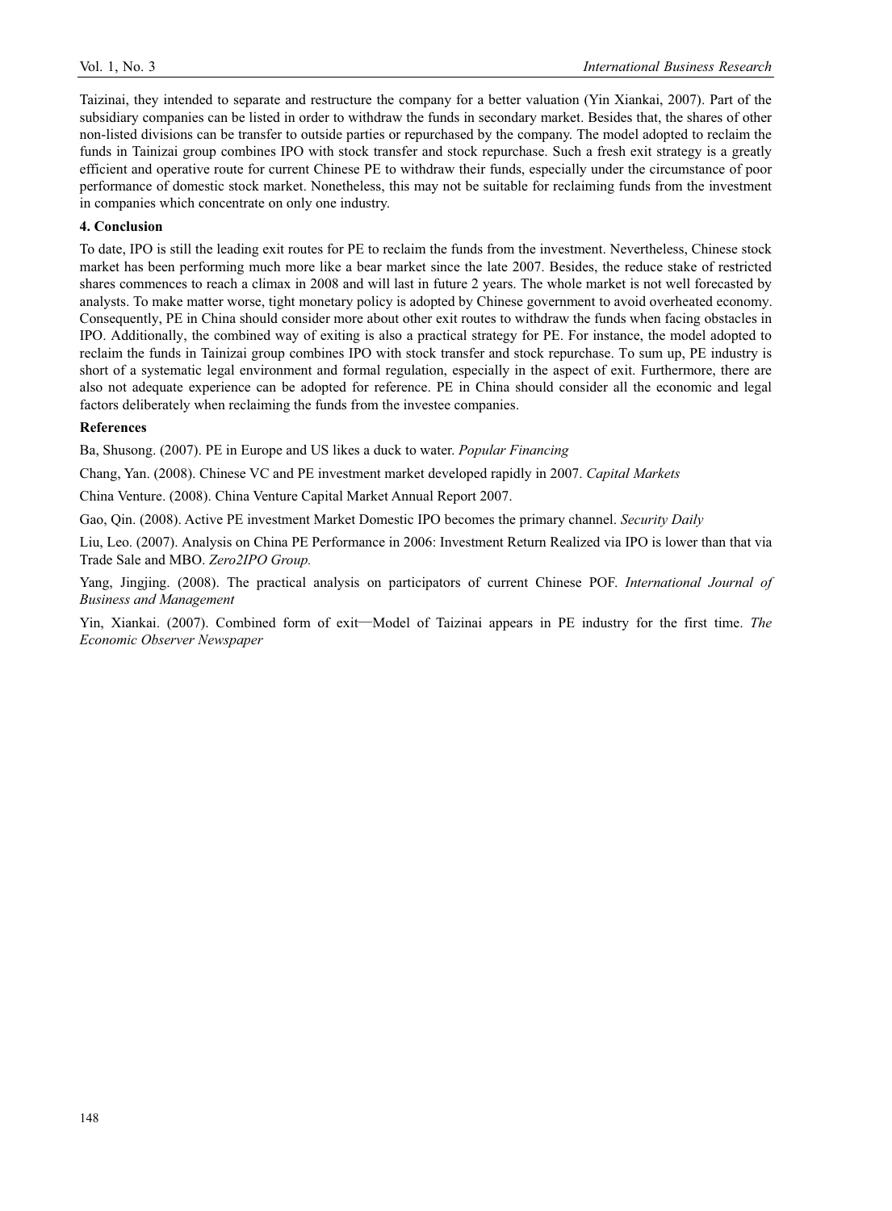Taizinai, they intended to separate and restructure the company for a better valuation (Yin Xiankai, 2007). Part of the subsidiary companies can be listed in order to withdraw the funds in secondary market. Besides that, the shares of other non-listed divisions can be transfer to outside parties or repurchased by the company. The model adopted to reclaim the funds in Tainizai group combines IPO with stock transfer and stock repurchase. Such a fresh exit strategy is a greatly efficient and operative route for current Chinese PE to withdraw their funds, especially under the circumstance of poor performance of domestic stock market. Nonetheless, this may not be suitable for reclaiming funds from the investment in companies which concentrate on only one industry.

## 4. Conclusion

To date, IPO is still the leading exit routes for PE to reclaim the funds from the investment. Nevertheless, Chinese stock market has been performing much more like a bear market since the late 2007. Besides, the reduce stake of restricted shares commences to reach a climax in 2008 and will last in future 2 years. The whole market is not well forecasted by analysts. To make matter worse, tight monetary policy is adopted by Chinese government to avoid overheated economy. Consequently, PE in China should consider more about other exit routes to withdraw the funds when facing obstacles in IPO. Additionally, the combined way of exiting is also a practical strategy for PE. For instance, the model adopted to reclaim the funds in Tainizai group combines IPO with stock transfer and stock repurchase. To sum up, PE industry is short of a systematic legal environment and formal regulation, especially in the aspect of exit. Furthermore, there are also not adequate experience can be adopted for reference. PE in China should consider all the economic and legal factors deliberately when reclaiming the funds from the investee companies.

## References

Ba, Shusong. (2007). PE in Europe and US likes a duck to water. *Popular Financing*

Chang, Yan. (2008). Chinese VC and PE investment market developed rapidly in 2007. *Capital Markets*

China Venture. (2008). China Venture Capital Market Annual Report 2007.

Gao, Qin. (2008). Active PE investment Market Domestic IPO becomes the primary channel. *Security Daily*

Liu, Leo. (2007). Analysis on China PE Performance in 2006: Investment Return Realized via IPO is lower than that via Trade Sale and MBO. *Zero2IPO Group.*

Yang, Jingjing. (2008). The practical analysis on participators of current Chinese POF. *International Journal of Business and Management*

Yin, Xiankai. (2007). Combined form of exit—Model of Taizinai appears in PE industry for the first time. *The Economic Observer Newspaper*